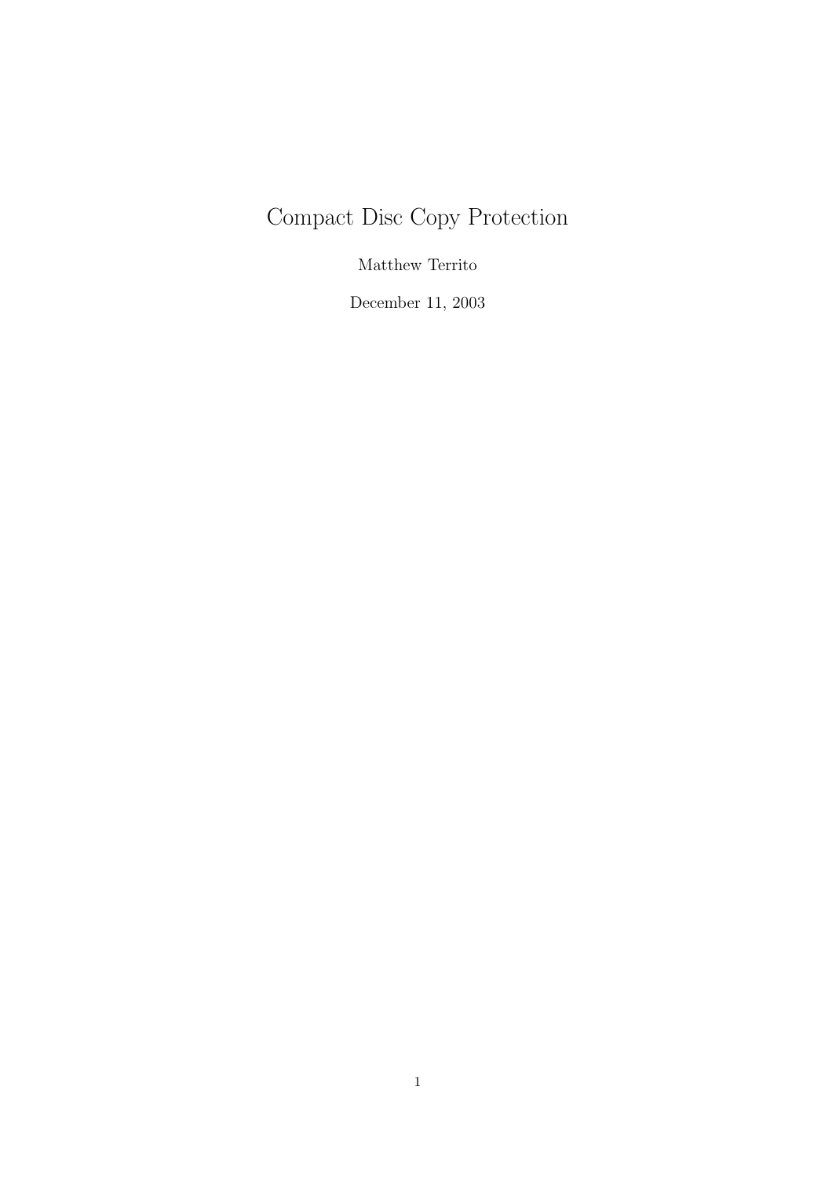# Compact Disc Copy Protection

Matthew Territo

December 11, 2003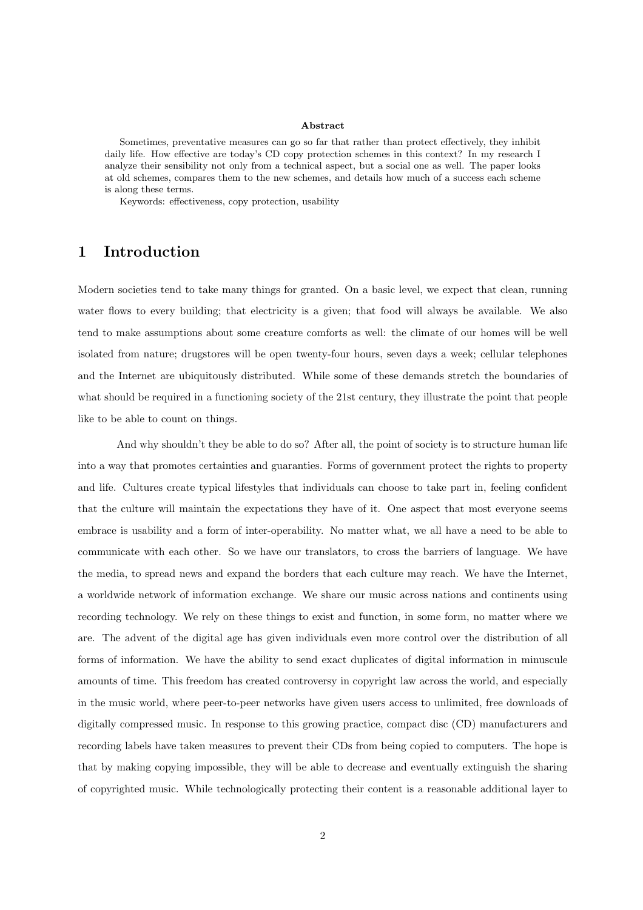**Abstract**

Sometimes, preventative measures can go so far that rather than protect effectively, they inhibit daily life. How effective are today's CD copy protection schemes in this context? In my research I analyze their sensibility not only from a technical aspect, but a social one as well. The paper looks at old schemes, compares them to the new schemes, and details how much of a success each scheme is along these terms.

Keywords: effectiveness, copy protection, usability

# 1 Introduction

Modern societies tend to take many things for granted. On a basic level, we expect that clean, running water flows to every building; that electricity is a given; that food will always be available. We also tend to make assumptions about some creature comforts as well: the climate of our homes will be well isolated from nature; drugstores will be open twenty-four hours, seven days a week; cellular telephones and the Internet are ubiquitously distributed. While some of these demands stretch the boundaries of what should be required in a functioning society of the 21st century, they illustrate the point that people like to be able to count on things.

And why shouldn't they be able to do so? After all, the point of society is to structure human life into a way that promotes certainties and guaranties. Forms of government protect the rights to property and life. Cultures create typical lifestyles that individuals can choose to take part in, feeling confident that the culture will maintain the expectations they have of it. One aspect that most everyone seems embrace is usability and a form of inter-operability. No matter what, we all have a need to be able to communicate with each other. So we have our translators, to cross the barriers of language. We have the media, to spread news and expand the borders that each culture may reach. We have the Internet, a worldwide network of information exchange. We share our music across nations and continents using recording technology. We rely on these things to exist and function, in some form, no matter where we are. The advent of the digital age has given individuals even more control over the distribution of all forms of information. We have the ability to send exact duplicates of digital information in minuscule amounts of time. This freedom has created controversy in copyright law across the world, and especially in the music world, where peer-to-peer networks have given users access to unlimited, free downloads of digitally compressed music. In response to this growing practice, compact disc (CD) manufacturers and recording labels have taken measures to prevent their CDs from being copied to computers. The hope is that by making copying impossible, they will be able to decrease and eventually extinguish the sharing of copyrighted music. While technologically protecting their content is a reasonable additional layer to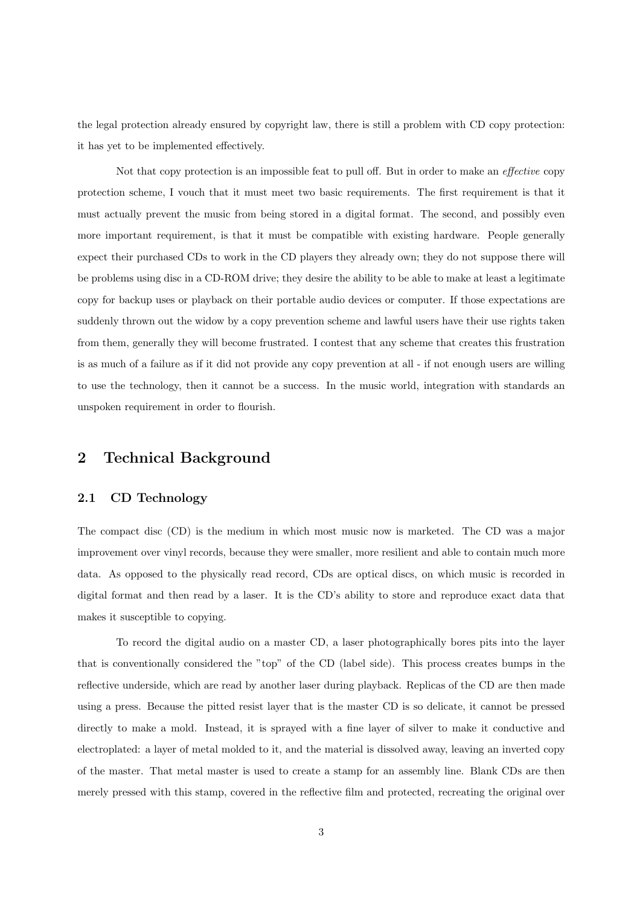the legal protection already ensured by copyright law, there is still a problem with CD copy protection: it has yet to be implemented effectively.

Not that copy protection is an impossible feat to pull off. But in order to make an *effective* copy protection scheme, I vouch that it must meet two basic requirements. The first requirement is that it must actually prevent the music from being stored in a digital format. The second, and possibly even more important requirement, is that it must be compatible with existing hardware. People generally expect their purchased CDs to work in the CD players they already own; they do not suppose there will be problems using disc in a CD-ROM drive; they desire the ability to be able to make at least a legitimate copy for backup uses or playback on their portable audio devices or computer. If those expectations are suddenly thrown out the widow by a copy prevention scheme and lawful users have their use rights taken from them, generally they will become frustrated. I contest that any scheme that creates this frustration is as much of a failure as if it did not provide any copy prevention at all - if not enough users are willing to use the technology, then it cannot be a success. In the music world, integration with standards an unspoken requirement in order to flourish.

## 2 Technical Background

### 2.1 CD Technology

The compact disc (CD) is the medium in which most music now is marketed. The CD was a major improvement over vinyl records, because they were smaller, more resilient and able to contain much more data. As opposed to the physically read record, CDs are optical discs, on which music is recorded in digital format and then read by a laser. It is the CD's ability to store and reproduce exact data that makes it susceptible to copying.

To record the digital audio on a master CD, a laser photographically bores pits into the layer that is conventionally considered the "top" of the CD (label side). This process creates bumps in the reflective underside, which are read by another laser during playback. Replicas of the CD are then made using a press. Because the pitted resist layer that is the master CD is so delicate, it cannot be pressed directly to make a mold. Instead, it is sprayed with a fine layer of silver to make it conductive and electroplated: a layer of metal molded to it, and the material is dissolved away, leaving an inverted copy of the master. That metal master is used to create a stamp for an assembly line. Blank CDs are then merely pressed with this stamp, covered in the reflective film and protected, recreating the original over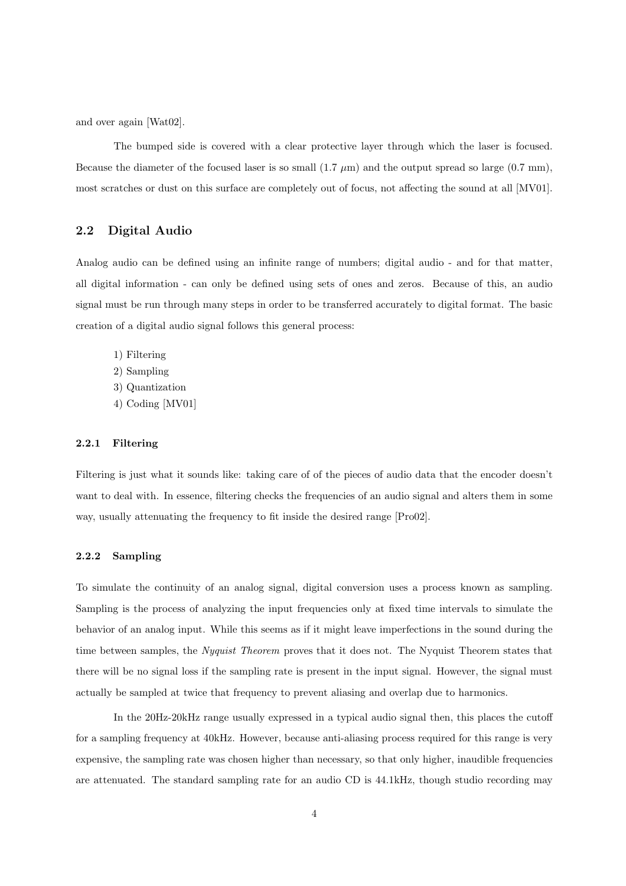and over again [Wat02].

The bumped side is covered with a clear protective layer through which the laser is focused. Because the diameter of the focused laser is so small (1.7 $\mu$m) and the output spread so large (0.7 mm), most scratches or dust on this surface are completely out of focus, not affecting the sound at all [MV01].

## 2.2 Digital Audio

Analog audio can be defined using an infinite range of numbers; digital audio - and for that matter, all digital information - can only be defined using sets of ones and zeros. Because of this, an audio signal must be run through many steps in order to be transferred accurately to digital format. The basic creation of a digital audio signal follows this general process:

1) Filtering
2) Sampling
3) Quantization
4) Coding [MV01]

### 2.2.1 Filtering

Filtering is just what it sounds like: taking care of of the pieces of audio data that the encoder doesn't want to deal with. In essence, filtering checks the frequencies of an audio signal and alters them in some way, usually attenuating the frequency to fit inside the desired range [Pro02].

### 2.2.2 Sampling

To simulate the continuity of an analog signal, digital conversion uses a process known as sampling. Sampling is the process of analyzing the input frequencies only at fixed time intervals to simulate the behavior of an analog input. While this seems as if it might leave imperfections in the sound during the time between samples, the *Nyquist Theorem* proves that it does not. The Nyquist Theorem states that there will be no signal loss if the sampling rate is present in the input signal. However, the signal must actually be sampled at twice that frequency to prevent aliasing and overlap due to harmonics.

In the 20Hz-20kHz range usually expressed in a typical audio signal then, this places the cutoff for a sampling frequency at 40kHz. However, because anti-aliasing process required for this range is very expensive, the sampling rate was chosen higher than necessary, so that only higher, inaudible frequencies are attenuated. The standard sampling rate for an audio CD is 44.1kHz, though studio recording may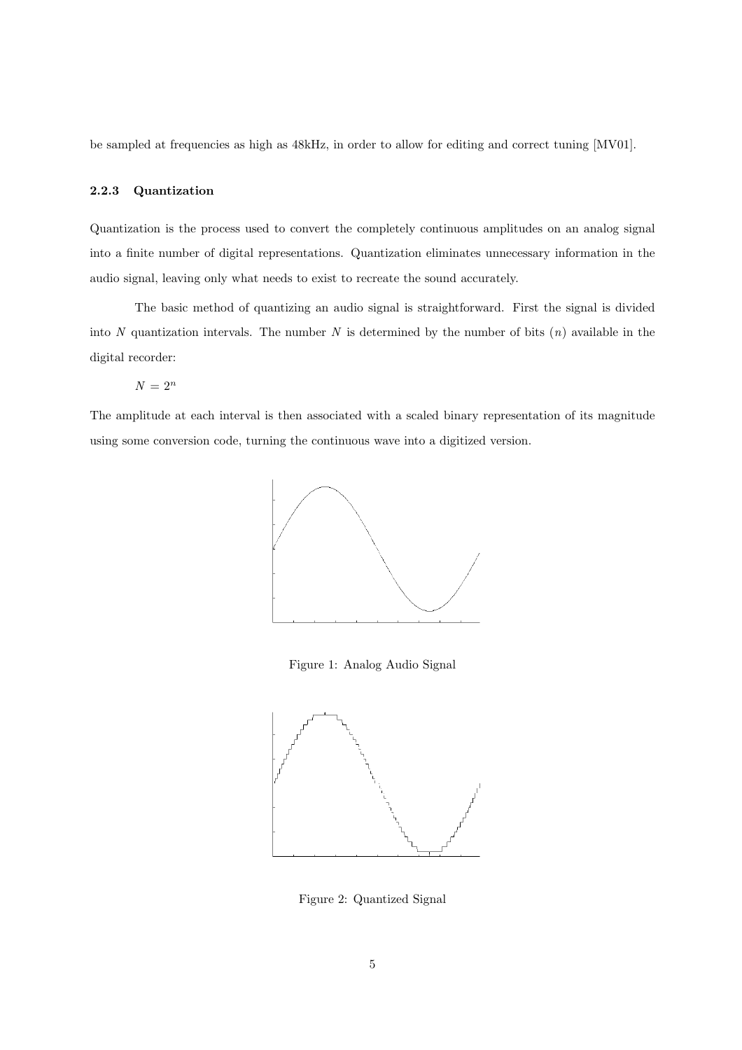be sampled at frequencies as high as 48kHz, in order to allow for editing and correct tuning [MV01].

### 2.2.3 Quantization

Quantization is the process used to convert the completely continuous amplitudes on an analog signal into a finite number of digital representations. Quantization eliminates unnecessary information in the audio signal, leaving only what needs to exist to recreate the sound accurately.

The basic method of quantizing an audio signal is straightforward. First the signal is divided into $N$ quantization intervals. The number $N$ is determined by the number of bits ($n$) available in the digital recorder:

$$N = 2^n$$

The amplitude at each interval is then associated with a scaled binary representation of its magnitude using some conversion code, turning the continuous wave into a digitized version.

Figure 1: Analog Audio Signal

Figure 2: Quantized Signal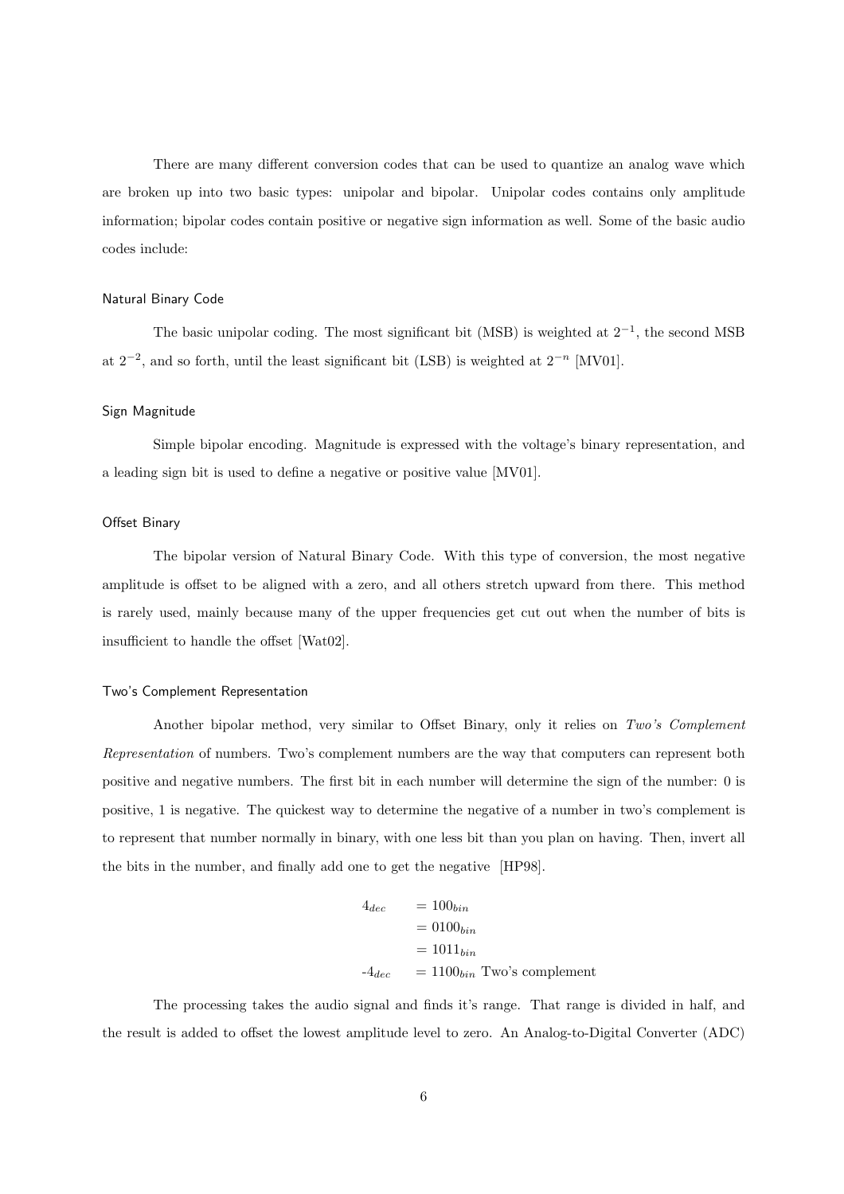There are many different conversion codes that can be used to quantize an analog wave which are broken up into two basic types: unipolar and bipolar. Unipolar codes contains only amplitude information; bipolar codes contain positive or negative sign information as well. Some of the basic audio codes include:

### Natural Binary Code

The basic unipolar coding. The most significant bit (MSB) is weighted at $2^{-1}$, the second MSB at $2^{-2}$, and so forth, until the least significant bit (LSB) is weighted at $2^{-n}$ [MV01].

### Sign Magnitude

Simple bipolar encoding. Magnitude is expressed with the voltage's binary representation, and a leading sign bit is used to define a negative or positive value [MV01].

### Offset Binary

The bipolar version of Natural Binary Code. With this type of conversion, the most negative amplitude is offset to be aligned with a zero, and all others stretch upward from there. This method is rarely used, mainly because many of the upper frequencies get cut out when the number of bits is insufficient to handle the offset [Wat02].

### Two's Complement Representation

Another bipolar method, very similar to Offset Binary, only it relies on *Two's Complement Representation* of numbers. Two's complement numbers are the way that computers can represent both positive and negative numbers. The first bit in each number will determine the sign of the number: 0 is positive, 1 is negative. The quickest way to determine the negative of a number in two's complement is to represent that number normally in binary, with one less bit than you plan on having. Then, invert all the bits in the number, and finally add one to get the negative [HP98].

$$
\begin{aligned}
4_{dec} &= 100_{bin} \\
&= 0100_{bin} \\
&= 1011_{bin} \\
\text{-}4_{dec} &= 1100_{bin} \text{ Two's complement}
\end{aligned}
$$

The processing takes the audio signal and finds it's range. That range is divided in half, and the result is added to offset the lowest amplitude level to zero. An Analog-to-Digital Converter (ADC)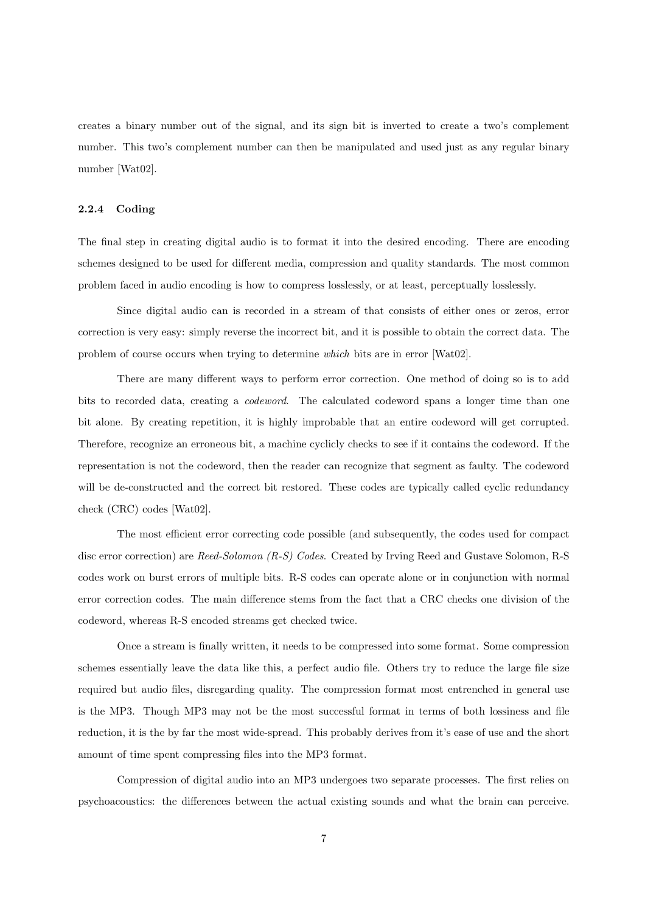creates a binary number out of the signal, and its sign bit is inverted to create a two's complement number. This two's complement number can then be manipulated and used just as any regular binary number [Wat02].

### 2.2.4 Coding

The final step in creating digital audio is to format it into the desired encoding. There are encoding schemes designed to be used for different media, compression and quality standards. The most common problem faced in audio encoding is how to compress losslessly, or at least, perceptually losslessly.

Since digital audio can is recorded in a stream of that consists of either ones or zeros, error correction is very easy: simply reverse the incorrect bit, and it is possible to obtain the correct data. The problem of course occurs when trying to determine *which* bits are in error [Wat02].

There are many different ways to perform error correction. One method of doing so is to add bits to recorded data, creating a *codeword*. The calculated codeword spans a longer time than one bit alone. By creating repetition, it is highly improbable that an entire codeword will get corrupted. Therefore, recognize an erroneous bit, a machine cyclicly checks to see if it contains the codeword. If the representation is not the codeword, then the reader can recognize that segment as faulty. The codeword will be de-constructed and the correct bit restored. These codes are typically called cyclic redundancy check (CRC) codes [Wat02].

The most efficient error correcting code possible (and subsequently, the codes used for compact disc error correction) are *Reed-Solomon (R-S) Codes*. Created by Irving Reed and Gustave Solomon, R-S codes work on burst errors of multiple bits. R-S codes can operate alone or in conjunction with normal error correction codes. The main difference stems from the fact that a CRC checks one division of the codeword, whereas R-S encoded streams get checked twice.

Once a stream is finally written, it needs to be compressed into some format. Some compression schemes essentially leave the data like this, a perfect audio file. Others try to reduce the large file size required but audio files, disregarding quality. The compression format most entrenched in general use is the MP3. Though MP3 may not be the most successful format in terms of both lossiness and file reduction, it is the by far the most wide-spread. This probably derives from it's ease of use and the short amount of time spent compressing files into the MP3 format.

Compression of digital audio into an MP3 undergoes two separate processes. The first relies on psychoacoustics: the differences between the actual existing sounds and what the brain can perceive.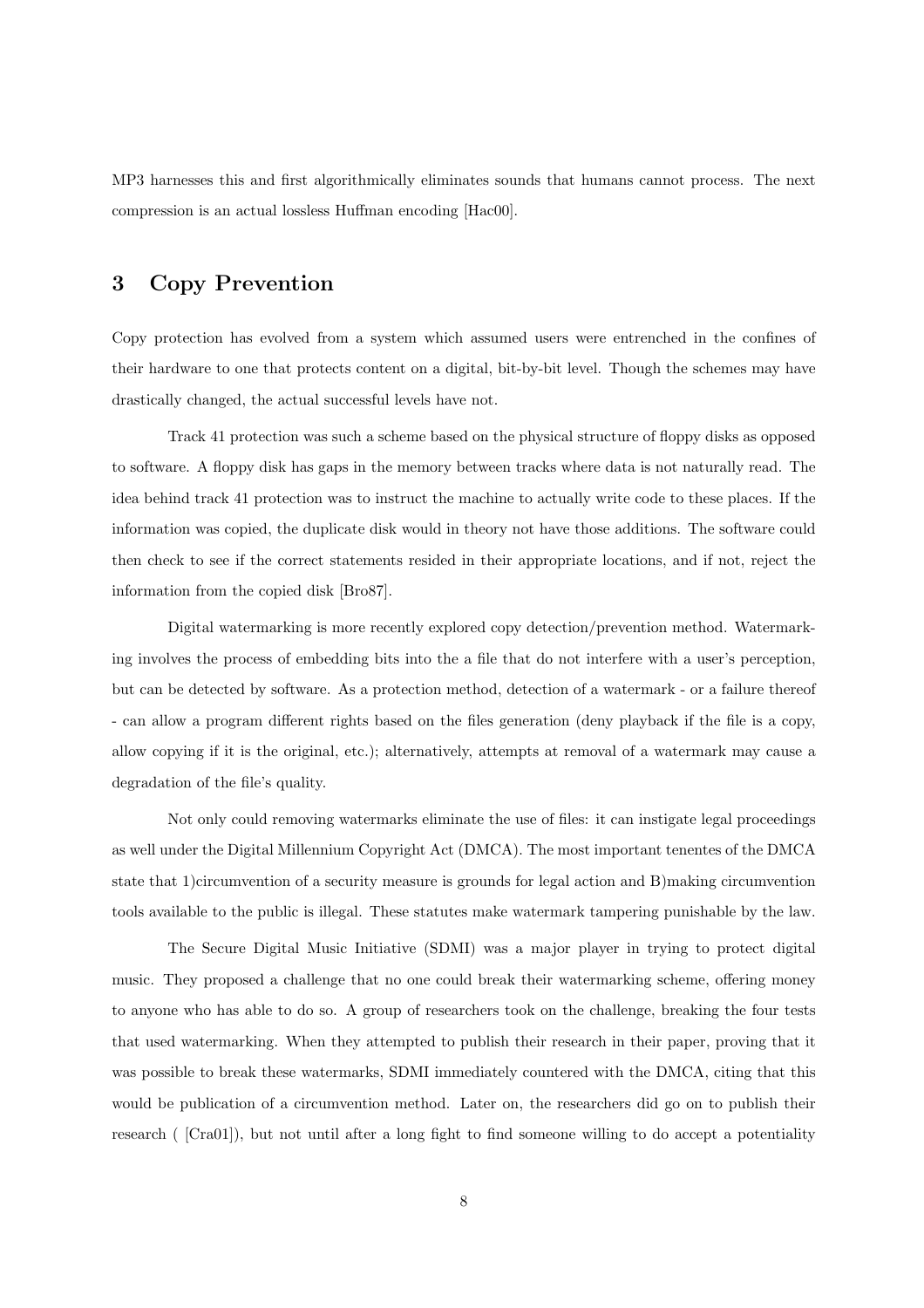MP3 harnesses this and first algorithmically eliminates sounds that humans cannot process. The next compression is an actual lossless Huffman encoding [Hac00].

## 3 Copy Prevention

Copy protection has evolved from a system which assumed users were entrenched in the confines of their hardware to one that protects content on a digital, bit-by-bit level. Though the schemes may have drastically changed, the actual successful levels have not.

Track 41 protection was such a scheme based on the physical structure of floppy disks as opposed to software. A floppy disk has gaps in the memory between tracks where data is not naturally read. The idea behind track 41 protection was to instruct the machine to actually write code to these places. If the information was copied, the duplicate disk would in theory not have those additions. The software could then check to see if the correct statements resided in their appropriate locations, and if not, reject the information from the copied disk [Bro87].

Digital watermarking is more recently explored copy detection/prevention method. Watermarking involves the process of embedding bits into the a file that do not interfere with a user's perception, but can be detected by software. As a protection method, detection of a watermark - or a failure thereof - can allow a program different rights based on the files generation (deny playback if the file is a copy, allow copying if it is the original, etc.); alternatively, attempts at removal of a watermark may cause a degradation of the file's quality.

Not only could removing watermarks eliminate the use of files: it can instigate legal proceedings as well under the Digital Millennium Copyright Act (DMCA). The most important tenentes of the DMCA state that 1)circumvention of a security measure is grounds for legal action and B)making circumvention tools available to the public is illegal. These statutes make watermark tampering punishable by the law.

The Secure Digital Music Initiative (SDMI) was a major player in trying to protect digital music. They proposed a challenge that no one could break their watermarking scheme, offering money to anyone who has able to do so. A group of researchers took on the challenge, breaking the four tests that used watermarking. When they attempted to publish their research in their paper, proving that it was possible to break these watermarks, SDMI immediately countered with the DMCA, citing that this would be publication of a circumvention method. Later on, the researchers did go on to publish their research ( [Cra01]), but not until after a long fight to find someone willing to do accept a potentiality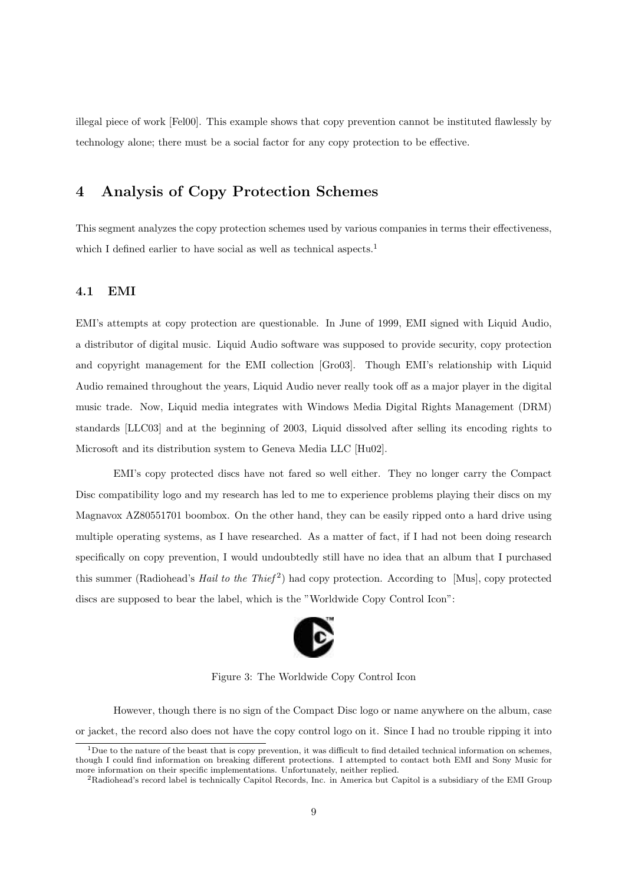illegal piece of work [Fel00]. This example shows that copy prevention cannot be instituted flawlessly by technology alone; there must be a social factor for any copy protection to be effective.

## 4 Analysis of Copy Protection Schemes

This segment analyzes the copy protection schemes used by various companies in terms their effectiveness, which I defined earlier to have social as well as technical aspects.[1]

### 4.1 EMI

EMI's attempts at copy protection are questionable. In June of 1999, EMI signed with Liquid Audio, a distributor of digital music. Liquid Audio software was supposed to provide security, copy protection and copyright management for the EMI collection [Gro03]. Though EMI's relationship with Liquid Audio remained throughout the years, Liquid Audio never really took off as a major player in the digital music trade. Now, Liquid media integrates with Windows Media Digital Rights Management (DRM) standards [LLC03] and at the beginning of 2003, Liquid dissolved after selling its encoding rights to Microsoft and its distribution system to Geneva Media LLC [Hu02].

EMI's copy protected discs have not fared so well either. They no longer carry the Compact Disc compatibility logo and my research has led to me to experience problems playing their discs on my Magnavox AZ80551701 boombox. On the other hand, they can be easily ripped onto a hard drive using multiple operating systems, as I have researched. As a matter of fact, if I had not been doing research specifically on copy prevention, I would undoubtedly still have no idea that an album that I purchased this summer (Radiohead's *Hail to the Thief*[2]) had copy protection. According to [Mus], copy protected discs are supposed to bear the label, which is the "Worldwide Copy Control Icon":

Figure 3: The Worldwide Copy Control Icon

However, though there is no sign of the Compact Disc logo or name anywhere on the album, case or jacket, the record also does not have the copy control logo on it. Since I had no trouble ripping it into

---

[1] Due to the nature of the beast that is copy prevention, it was difficult to find detailed technical information on schemes, though I could find information on breaking different protections. I attempted to contact both EMI and Sony Music for more information on their specific implementations. Unfortunately, neither replied.

[2] Radiohead's record label is technically Capitol Records, Inc. in America but Capitol is a subsidiary of the EMI Group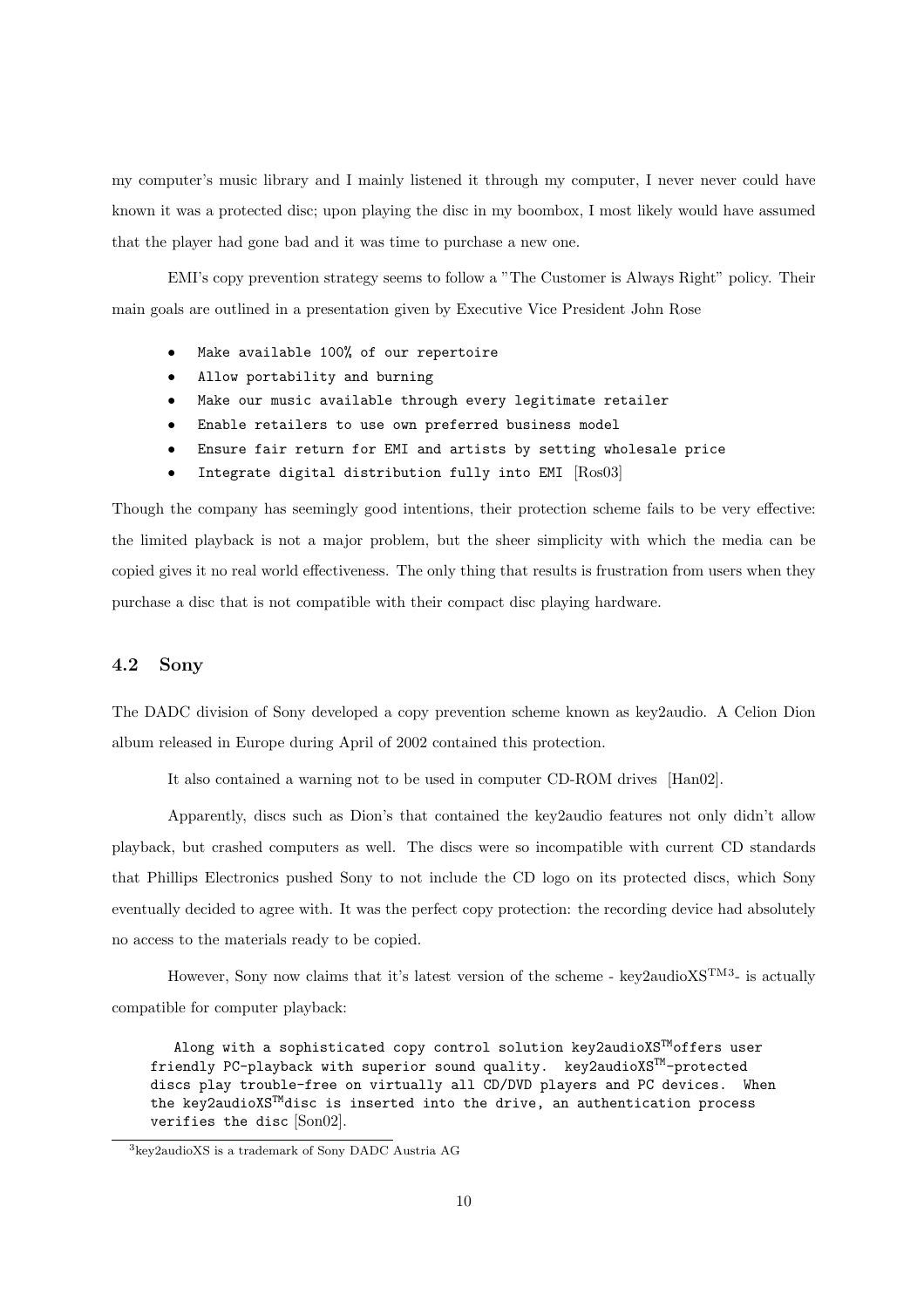my computer's music library and I mainly listened it through my computer, I never never could have known it was a protected disc; upon playing the disc in my boombox, I most likely would have assumed that the player had gone bad and it was time to purchase a new one.

EMI's copy prevention strategy seems to follow a "The Customer is Always Right" policy. Their main goals are outlined in a presentation given by Executive Vice President John Rose

- `Make available 100% of our repertoire`
- `Allow portability and burning`
- `Make our music available through every legitimate retailer`
- `Enable retailers to use own preferred business model`
- `Ensure fair return for EMI and artists by setting wholesale price`
- `Integrate digital distribution fully into EMI` [Ros03]

Though the company has seemingly good intentions, their protection scheme fails to be very effective: the limited playback is not a major problem, but the sheer simplicity with which the media can be copied gives it no real world effectiveness. The only thing that results is frustration from users when they purchase a disc that is not compatible with their compact disc playing hardware.

### 4.2 Sony

The DADC division of Sony developed a copy prevention scheme known as key2audio. A Celion Dion album released in Europe during April of 2002 contained this protection.

It also contained a warning not to be used in computer CD-ROM drives [Han02].

Apparently, discs such as Dion's that contained the key2audio features not only didn't allow playback, but crashed computers as well. The discs were so incompatible with current CD standards that Phillips Electronics pushed Sony to not include the CD logo on its protected discs, which Sony eventually decided to agree with. It was the perfect copy protection: the recording device had absolutely no access to the materials ready to be copied.

However, Sony now claims that it's latest version of the scheme - key2audioXS™[3]- is actually compatible for computer playback:

> `Along with a sophisticated copy control solution key2audioXS™offers user friendly PC-playback with superior sound quality. key2audioXS™-protected discs play trouble-free on virtually all CD/DVD players and PC devices. When the key2audioXS™disc is inserted into the drive, an authentication process verifies the disc` [Son02].

[3] key2audioXS is a trademark of Sony DADC Austria AG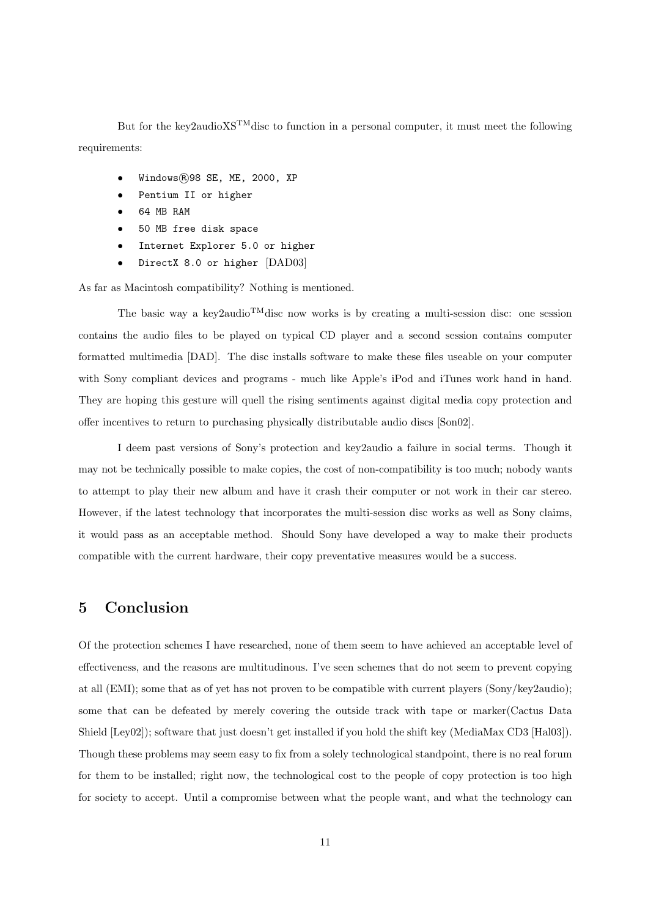But for the key2audioXS™disc to function in a personal computer, it must meet the following requirements:

- `Windows®98 SE, ME, 2000, XP`
- `Pentium II or higher`
- `64 MB RAM`
- `50 MB free disk space`
- `Internet Explorer 5.0 or higher`
- `DirectX 8.0 or higher` [DAD03]

As far as Macintosh compatibility? Nothing is mentioned.

The basic way a key2audio™disc now works is by creating a multi-session disc: one session contains the audio files to be played on typical CD player and a second session contains computer formatted multimedia [DAD]. The disc installs software to make these files useable on your computer with Sony compliant devices and programs - much like Apple's iPod and iTunes work hand in hand. They are hoping this gesture will quell the rising sentiments against digital media copy protection and offer incentives to return to purchasing physically distributable audio discs [Son02].

I deem past versions of Sony's protection and key2audio a failure in social terms. Though it may not be technically possible to make copies, the cost of non-compatibility is too much; nobody wants to attempt to play their new album and have it crash their computer or not work in their car stereo. However, if the latest technology that incorporates the multi-session disc works as well as Sony claims, it would pass as an acceptable method. Should Sony have developed a way to make their products compatible with the current hardware, their copy preventative measures would be a success.

## 5 Conclusion

Of the protection schemes I have researched, none of them seem to have achieved an acceptable level of effectiveness, and the reasons are multitudinous. I've seen schemes that do not seem to prevent copying at all (EMI); some that as of yet has not proven to be compatible with current players (Sony/key2audio); some that can be defeated by merely covering the outside track with tape or marker(Cactus Data Shield [Ley02]); software that just doesn't get installed if you hold the shift key (MediaMax CD3 [Hal03]). Though these problems may seem easy to fix from a solely technological standpoint, there is no real forum for them to be installed; right now, the technological cost to the people of copy protection is too high for society to accept. Until a compromise between what the people want, and what the technology can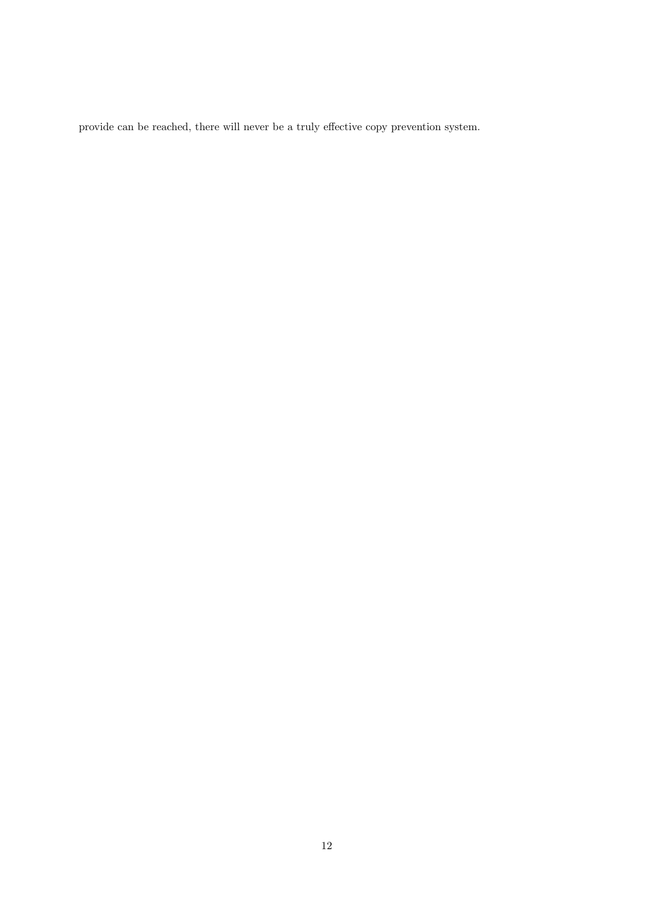provide can be reached, there will never be a truly effective copy prevention system.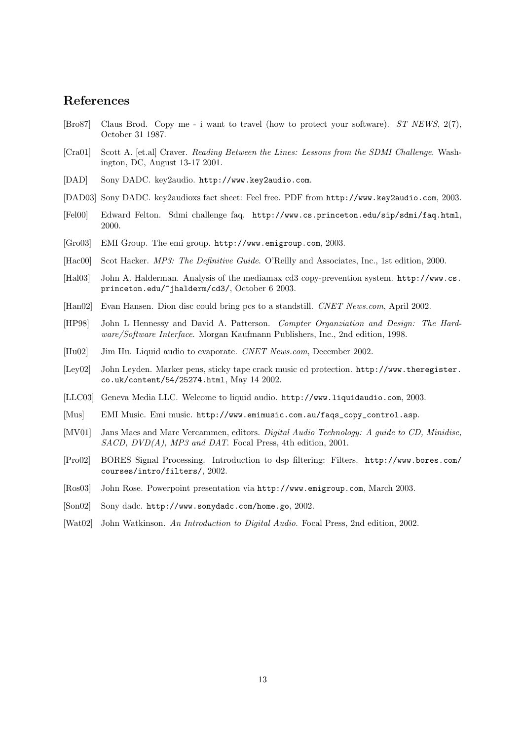## References

[Bro87] Claus Brod. Copy me - i want to travel (how to protect your software). *ST NEWS*, 2(7), October 31 1987.

[Cra01] Scott A. [et.al] Craver. *Reading Between the Lines: Lessons from the SDMI Challenge*. Washington, DC, August 13-17 2001.

[DAD] Sony DADC. key2audio. `http://www.key2audio.com`.

[DAD03] Sony DADC. key2audioxs fact sheet: Feel free. PDF from `http://www.key2audio.com`, 2003.

[Fel00] Edward Felton. Sdmi challenge faq. `http://www.cs.princeton.edu/sip/sdmi/faq.html`, 2000.

[Gro03] EMI Group. The emi group. `http://www.emigroup.com`, 2003.

[Hac00] Scot Hacker. *MP3: The Definitive Guide*. O'Reilly and Associates, Inc., 1st edition, 2000.

[Hal03] John A. Halderman. Analysis of the mediamax cd3 copy-prevention system. `http://www.cs.princeton.edu/~jhalderm/cd3/`, October 6 2003.

[Han02] Evan Hansen. Dion disc could bring pcs to a standstill. *CNET News.com*, April 2002.

[HP98] John L Hennessy and David A. Patterson. *Compter Organziation and Design: The Hardware/Software Interface*. Morgan Kaufmann Publishers, Inc., 2nd edition, 1998.

[Hu02] Jim Hu. Liquid audio to evaporate. *CNET News.com*, December 2002.

[Ley02] John Leyden. Marker pens, sticky tape crack music cd protection. `http://www.theregister.co.uk/content/54/25274.html`, May 14 2002.

[LLC03] Geneva Media LLC. Welcome to liquid audio. `http://www.liquidaudio.com`, 2003.

[Mus] EMI Music. Emi music. `http://www.emimusic.com.au/faqs_copy_control.asp`.

[MV01] Jans Maes and Marc Vercammen, editors. *Digital Audio Technology: A guide to CD, Minidisc, SACD, DVD(A), MP3 and DAT*. Focal Press, 4th edition, 2001.

[Pro02] BORES Signal Processing. Introduction to dsp filtering: Filters. `http://www.bores.com/courses/intro/filters/`, 2002.

[Ros03] John Rose. Powerpoint presentation via `http://www.emigroup.com`, March 2003.

[Son02] Sony dadc. `http://www.sonydadc.com/home.go`, 2002.

[Wat02] John Watkinson. *An Introduction to Digital Audio*. Focal Press, 2nd edition, 2002.